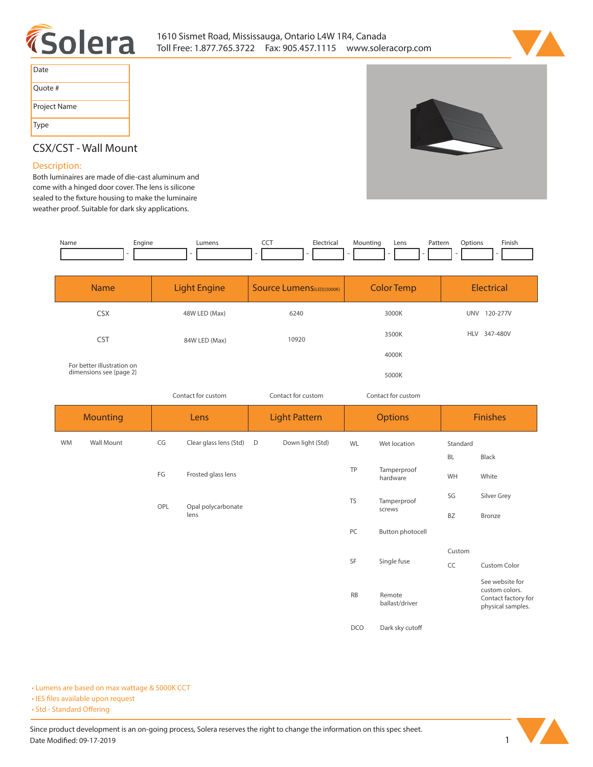1610 Sismet Road, Mississauga, Ontario L4W 1R4, Canada
Toll Free: 1.877.765.3722 Fax: 905.457.1115 www.soleracorp.com

| Date | |
|---|---|
| Quote # | |
| Project Name | |
| Type | |

## CSX/CST - Wall Mount

### Description:

Both luminaires are made of die-cast aluminum and come with a hinged door cover. The lens is silicone sealed to the fixture housing to make the luminaire weather proof. Suitable for dark sky applications.

| Name | Engine | Lumens | CCT | Electrical | Mounting | Lens | Pattern | Options | Finish |
|---|---|---|---|---|---|---|---|---|---|
| | | | | | | | | | |

| Name | Light Engine | Source Lumens (LED)(5000K) | Color Temp | Electrical |
|---|---|---|---|---|
| CSX | 48W LED (Max) | 6240 | 3000K | UNV 120-277V |
| CST | 84W LED (Max) | 10920 | 3500K | HLV 347-480V |
| | | | 4000K | |
| For better illustration on dimensions see {page 2} | | | 5000K | |
| | Contact for custom | Contact for custom | Contact for custom | |

| Mounting | | Lens | | Light Pattern | | Options | | Finishes | |
|---|---|---|---|---|---|---|---|---|---|
| WM | Wall Mount | CG | Clear glass lens (Std) | D | Down light (Std) | WL | Wet location | Standard | |
| | | | | | | | | BL | Black |
| | | FG | Frosted glass lens | | | TP | Tamperproof hardware | WH | White |
| | | OPL | Opal polycarbonate lens | | | TS | Tamperproof screws | SG | Silver Grey |
| | | | | | | | | BZ | Bronze |
| | | | | | | PC | Button photocell | | |
| | | | | | | SF | Single fuse | Custom | |
| | | | | | | | | CC | Custom Color |
| | | | | | | RB | Remote ballast/driver | | See website for custom colors. Contact factory for physical samples. |
| | | | | | | DCO | Dark sky cutoff | | |

- Lumens are based on max wattage & 5000K CCT
- IES files available upon request
- Std - Standard Offering

Since product development is an on-going process, Solera reserves the right to change the information on this spec sheet.
Date Modified: 09-17-2019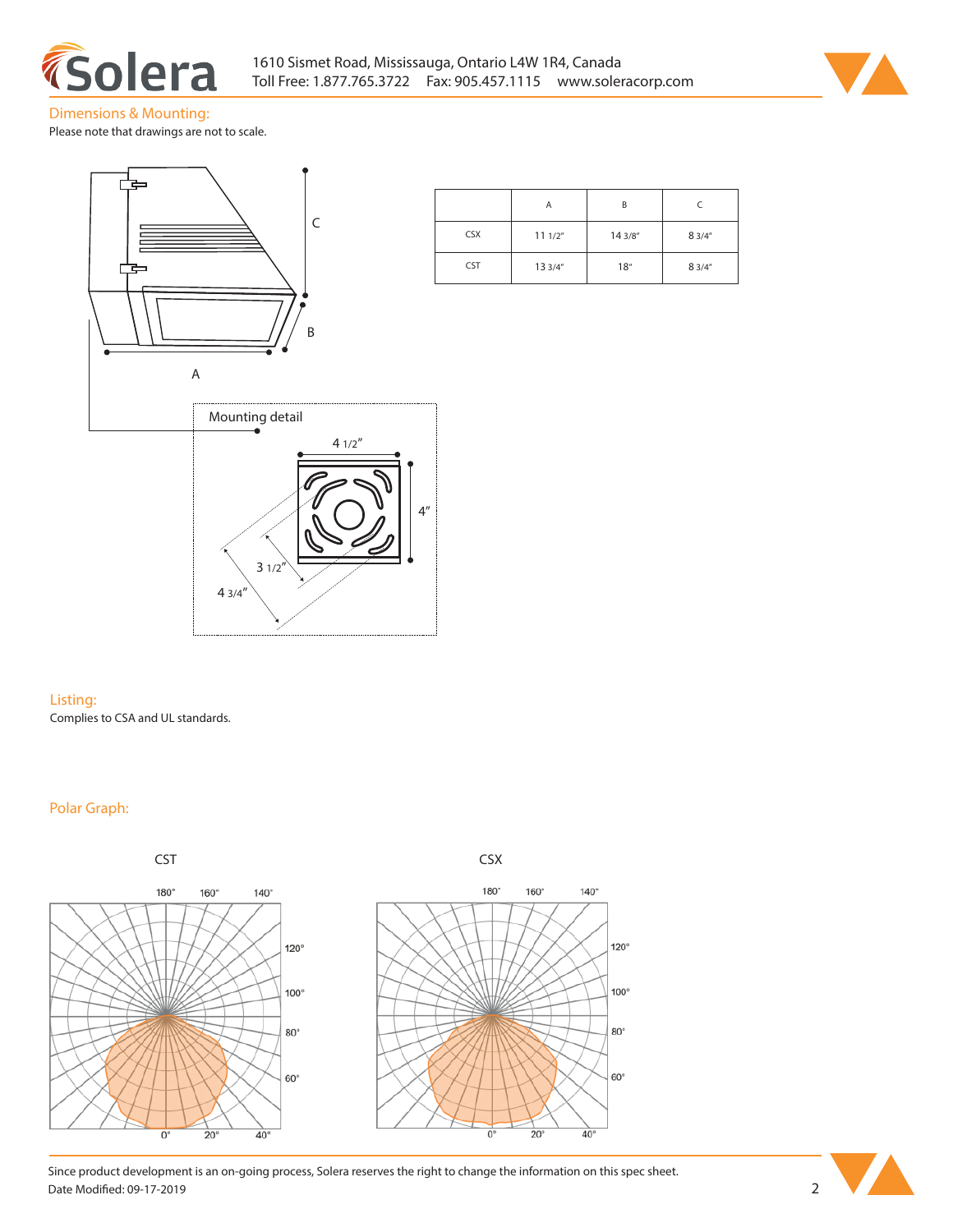1610 Sismet Road, Mississauga, Ontario L4W 1R4, Canada
Toll Free: 1.877.765.3722 Fax: 905.457.1115 www.soleracorp.com

## Dimensions & Mounting:

Please note that drawings are not to scale.

C

B

A

Mounting detail

4 1/2″

4″

3 1/2″

4 3/4″

| | A | B | C |
|---|---|---|---|
| CSX | 11 1/2″ | 14 3/8″ | 8 3/4″ |
| CST | 13 3/4″ | 18″ | 8 3/4″ |

## Listing:

Complies to CSA and UL standards.

## Polar Graph:

CST

180° 160° 140°
120°
100°
80°
60°
0° 20° 40°

CSX

180° 160° 140°
120°
100°
80°
60°
0° 20° 40°

Since product development is an on-going process, Solera reserves the right to change the information on this spec sheet.
Date Modified: 09-17-2019